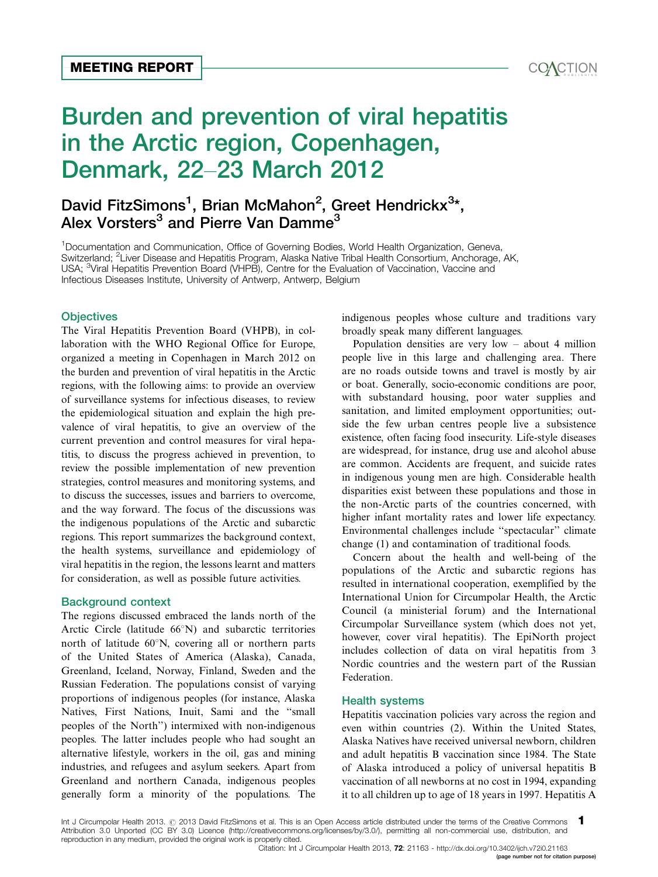MEETING REPORT

# Burden and prevention of viral hepatitis in the Arctic region, Copenhagen, Denmark, 22–23 March 2012

David FitzSimons[1], Brian McMahon[2], Greet Hendrickx[3]*, Alex Vorsters[3] and Pierre Van Damme[3]

[1]Documentation and Communication, Office of Governing Bodies, World Health Organization, Geneva, Switzerland; [2]Liver Disease and Hepatitis Program, Alaska Native Tribal Health Consortium, Anchorage, AK, USA; [3]Viral Hepatitis Prevention Board (VHPB), Centre for the Evaluation of Vaccination, Vaccine and Infectious Diseases Institute, University of Antwerp, Antwerp, Belgium

## Objectives

The Viral Hepatitis Prevention Board (VHPB), in collaboration with the WHO Regional Office for Europe, organized a meeting in Copenhagen in March 2012 on the burden and prevention of viral hepatitis in the Arctic regions, with the following aims: to provide an overview of surveillance systems for infectious diseases, to review the epidemiological situation and explain the high prevalence of viral hepatitis, to give an overview of the current prevention and control measures for viral hepatitis, to discuss the progress achieved in prevention, to review the possible implementation of new prevention strategies, control measures and monitoring systems, and to discuss the successes, issues and barriers to overcome, and the way forward. The focus of the discussions was the indigenous populations of the Arctic and subarctic regions. This report summarizes the background context, the health systems, surveillance and epidemiology of viral hepatitis in the region, the lessons learnt and matters for consideration, as well as possible future activities.

## Background context

The regions discussed embraced the lands north of the Arctic Circle (latitude 66°N) and subarctic territories north of latitude 60°N, covering all or northern parts of the United States of America (Alaska), Canada, Greenland, Iceland, Norway, Finland, Sweden and the Russian Federation. The populations consist of varying proportions of indigenous peoples (for instance, Alaska Natives, First Nations, Inuit, Sami and the "small peoples of the North") intermixed with non-indigenous peoples. The latter includes people who had sought an alternative lifestyle, workers in the oil, gas and mining industries, and refugees and asylum seekers. Apart from Greenland and northern Canada, indigenous peoples generally form a minority of the populations. The indigenous peoples whose culture and traditions vary broadly speak many different languages.

Population densities are very low – about 4 million people live in this large and challenging area. There are no roads outside towns and travel is mostly by air or boat. Generally, socio-economic conditions are poor, with substandard housing, poor water supplies and sanitation, and limited employment opportunities; outside the few urban centres people live a subsistence existence, often facing food insecurity. Life-style diseases are widespread, for instance, drug use and alcohol abuse are common. Accidents are frequent, and suicide rates in indigenous young men are high. Considerable health disparities exist between these populations and those in the non-Arctic parts of the countries concerned, with higher infant mortality rates and lower life expectancy. Environmental challenges include "spectacular" climate change (1) and contamination of traditional foods.

Concern about the health and well-being of the populations of the Arctic and subarctic regions has resulted in international cooperation, exemplified by the International Union for Circumpolar Health, the Arctic Council (a ministerial forum) and the International Circumpolar Surveillance system (which does not yet, however, cover viral hepatitis). The EpiNorth project includes collection of data on viral hepatitis from 3 Nordic countries and the western part of the Russian Federation.

## Health systems

Hepatitis vaccination policies vary across the region and even within countries (2). Within the United States, Alaska Natives have received universal newborn, children and adult hepatitis B vaccination since 1984. The State of Alaska introduced a policy of universal hepatitis B vaccination of all newborns at no cost in 1994, expanding it to all children up to age of 18 years in 1997. Hepatitis A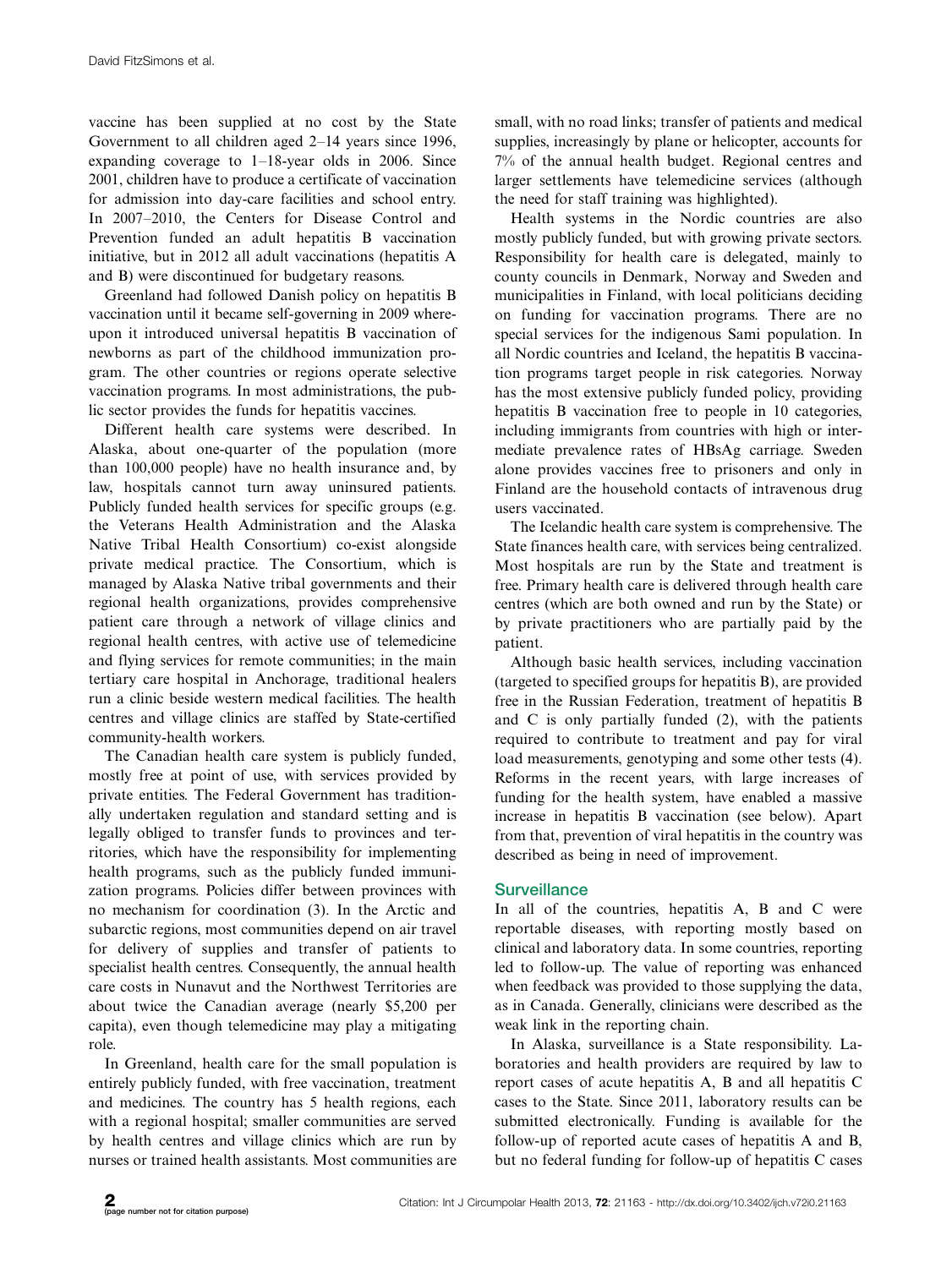vaccine has been supplied at no cost by the State Government to all children aged 2–14 years since 1996, expanding coverage to 1–18-year olds in 2006. Since 2001, children have to produce a certificate of vaccination for admission into day-care facilities and school entry. In 2007–2010, the Centers for Disease Control and Prevention funded an adult hepatitis B vaccination initiative, but in 2012 all adult vaccinations (hepatitis A and B) were discontinued for budgetary reasons.

Greenland had followed Danish policy on hepatitis B vaccination until it became self-governing in 2009 whereupon it introduced universal hepatitis B vaccination of newborns as part of the childhood immunization program. The other countries or regions operate selective vaccination programs. In most administrations, the public sector provides the funds for hepatitis vaccines.

Different health care systems were described. In Alaska, about one-quarter of the population (more than 100,000 people) have no health insurance and, by law, hospitals cannot turn away uninsured patients. Publicly funded health services for specific groups (e.g. the Veterans Health Administration and the Alaska Native Tribal Health Consortium) co-exist alongside private medical practice. The Consortium, which is managed by Alaska Native tribal governments and their regional health organizations, provides comprehensive patient care through a network of village clinics and regional health centres, with active use of telemedicine and flying services for remote communities; in the main tertiary care hospital in Anchorage, traditional healers run a clinic beside western medical facilities. The health centres and village clinics are staffed by State-certified community-health workers.

The Canadian health care system is publicly funded, mostly free at point of use, with services provided by private entities. The Federal Government has traditionally undertaken regulation and standard setting and is legally obliged to transfer funds to provinces and territories, which have the responsibility for implementing health programs, such as the publicly funded immunization programs. Policies differ between provinces with no mechanism for coordination (3). In the Arctic and subarctic regions, most communities depend on air travel for delivery of supplies and transfer of patients to specialist health centres. Consequently, the annual health care costs in Nunavut and the Northwest Territories are about twice the Canadian average (nearly $5,200 per capita), even though telemedicine may play a mitigating role.

In Greenland, health care for the small population is entirely publicly funded, with free vaccination, treatment and medicines. The country has 5 health regions, each with a regional hospital; smaller communities are served by health centres and village clinics which are run by nurses or trained health assistants. Most communities are small, with no road links; transfer of patients and medical supplies, increasingly by plane or helicopter, accounts for 7% of the annual health budget. Regional centres and larger settlements have telemedicine services (although the need for staff training was highlighted).

Health systems in the Nordic countries are also mostly publicly funded, but with growing private sectors. Responsibility for health care is delegated, mainly to county councils in Denmark, Norway and Sweden and municipalities in Finland, with local politicians deciding on funding for vaccination programs. There are no special services for the indigenous Sami population. In all Nordic countries and Iceland, the hepatitis B vaccination programs target people in risk categories. Norway has the most extensive publicly funded policy, providing hepatitis B vaccination free to people in 10 categories, including immigrants from countries with high or intermediate prevalence rates of HBsAg carriage. Sweden alone provides vaccines free to prisoners and only in Finland are the household contacts of intravenous drug users vaccinated.

The Icelandic health care system is comprehensive. The State finances health care, with services being centralized. Most hospitals are run by the State and treatment is free. Primary health care is delivered through health care centres (which are both owned and run by the State) or by private practitioners who are partially paid by the patient.

Although basic health services, including vaccination (targeted to specified groups for hepatitis B), are provided free in the Russian Federation, treatment of hepatitis B and C is only partially funded (2), with the patients required to contribute to treatment and pay for viral load measurements, genotyping and some other tests (4). Reforms in the recent years, with large increases of funding for the health system, have enabled a massive increase in hepatitis B vaccination (see below). Apart from that, prevention of viral hepatitis in the country was described as being in need of improvement.

## Surveillance

In all of the countries, hepatitis A, B and C were reportable diseases, with reporting mostly based on clinical and laboratory data. In some countries, reporting led to follow-up. The value of reporting was enhanced when feedback was provided to those supplying the data, as in Canada. Generally, clinicians were described as the weak link in the reporting chain.

In Alaska, surveillance is a State responsibility. Laboratories and health providers are required by law to report cases of acute hepatitis A, B and all hepatitis C cases to the State. Since 2011, laboratory results can be submitted electronically. Funding is available for the follow-up of reported acute cases of hepatitis A and B, but no federal funding for follow-up of hepatitis C cases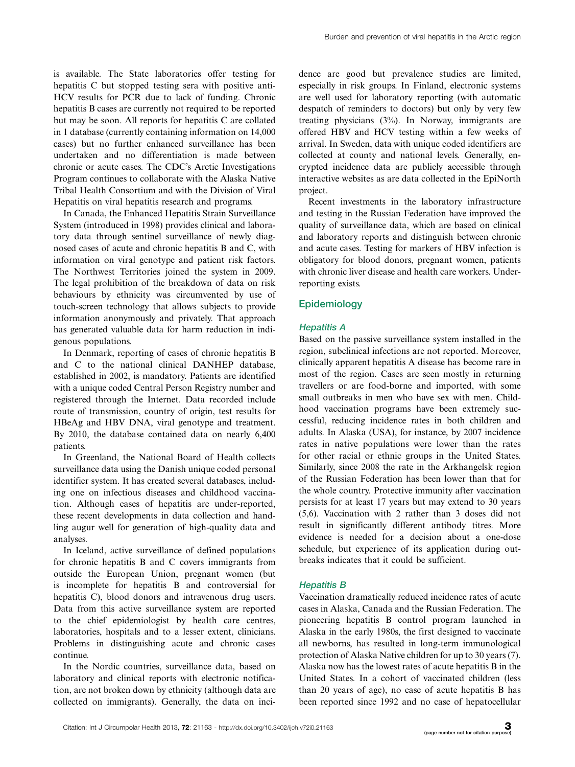is available. The State laboratories offer testing for hepatitis C but stopped testing sera with positive anti-HCV results for PCR due to lack of funding. Chronic hepatitis B cases are currently not required to be reported but may be soon. All reports for hepatitis C are collated in 1 database (currently containing information on 14,000 cases) but no further enhanced surveillance has been undertaken and no differentiation is made between chronic or acute cases. The CDC's Arctic Investigations Program continues to collaborate with the Alaska Native Tribal Health Consortium and with the Division of Viral Hepatitis on viral hepatitis research and programs.

In Canada, the Enhanced Hepatitis Strain Surveillance System (introduced in 1998) provides clinical and laboratory data through sentinel surveillance of newly diagnosed cases of acute and chronic hepatitis B and C, with information on viral genotype and patient risk factors. The Northwest Territories joined the system in 2009. The legal prohibition of the breakdown of data on risk behaviours by ethnicity was circumvented by use of touch-screen technology that allows subjects to provide information anonymously and privately. That approach has generated valuable data for harm reduction in indigenous populations.

In Denmark, reporting of cases of chronic hepatitis B and C to the national clinical DANHEP database, established in 2002, is mandatory. Patients are identified with a unique coded Central Person Registry number and registered through the Internet. Data recorded include route of transmission, country of origin, test results for HBeAg and HBV DNA, viral genotype and treatment. By 2010, the database contained data on nearly 6,400 patients.

In Greenland, the National Board of Health collects surveillance data using the Danish unique coded personal identifier system. It has created several databases, including one on infectious diseases and childhood vaccination. Although cases of hepatitis are under-reported, these recent developments in data collection and handling augur well for generation of high-quality data and analyses.

In Iceland, active surveillance of defined populations for chronic hepatitis B and C covers immigrants from outside the European Union, pregnant women (but is incomplete for hepatitis B and controversial for hepatitis C), blood donors and intravenous drug users. Data from this active surveillance system are reported to the chief epidemiologist by health care centres, laboratories, hospitals and to a lesser extent, clinicians. Problems in distinguishing acute and chronic cases continue.

In the Nordic countries, surveillance data, based on laboratory and clinical reports with electronic notification, are not broken down by ethnicity (although data are collected on immigrants). Generally, the data on incidence are good but prevalence studies are limited, especially in risk groups. In Finland, electronic systems are well used for laboratory reporting (with automatic despatch of reminders to doctors) but only by very few treating physicians (3%). In Norway, immigrants are offered HBV and HCV testing within a few weeks of arrival. In Sweden, data with unique coded identifiers are collected at county and national levels. Generally, encrypted incidence data are publicly accessible through interactive websites as are data collected in the EpiNorth project.

Recent investments in the laboratory infrastructure and testing in the Russian Federation have improved the quality of surveillance data, which are based on clinical and laboratory reports and distinguish between chronic and acute cases. Testing for markers of HBV infection is obligatory for blood donors, pregnant women, patients with chronic liver disease and health care workers. Under-reporting exists.

## Epidemiology

### *Hepatitis A*

Based on the passive surveillance system installed in the region, subclinical infections are not reported. Moreover, clinically apparent hepatitis A disease has become rare in most of the region. Cases are seen mostly in returning travellers or are food-borne and imported, with some small outbreaks in men who have sex with men. Childhood vaccination programs have been extremely successful, reducing incidence rates in both children and adults. In Alaska (USA), for instance, by 2007 incidence rates in native populations were lower than the rates for other racial or ethnic groups in the United States. Similarly, since 2008 the rate in the Arkhangelsk region of the Russian Federation has been lower than that for the whole country. Protective immunity after vaccination persists for at least 17 years but may extend to 30 years (5,6). Vaccination with 2 rather than 3 doses did not result in significantly different antibody titres. More evidence is needed for a decision about a one-dose schedule, but experience of its application during outbreaks indicates that it could be sufficient.

### *Hepatitis B*

Vaccination dramatically reduced incidence rates of acute cases in Alaska, Canada and the Russian Federation. The pioneering hepatitis B control program launched in Alaska in the early 1980s, the first designed to vaccinate all newborns, has resulted in long-term immunological protection of Alaska Native children for up to 30 years (7). Alaska now has the lowest rates of acute hepatitis B in the United States. In a cohort of vaccinated children (less than 20 years of age), no case of acute hepatitis B has been reported since 1992 and no case of hepatocellular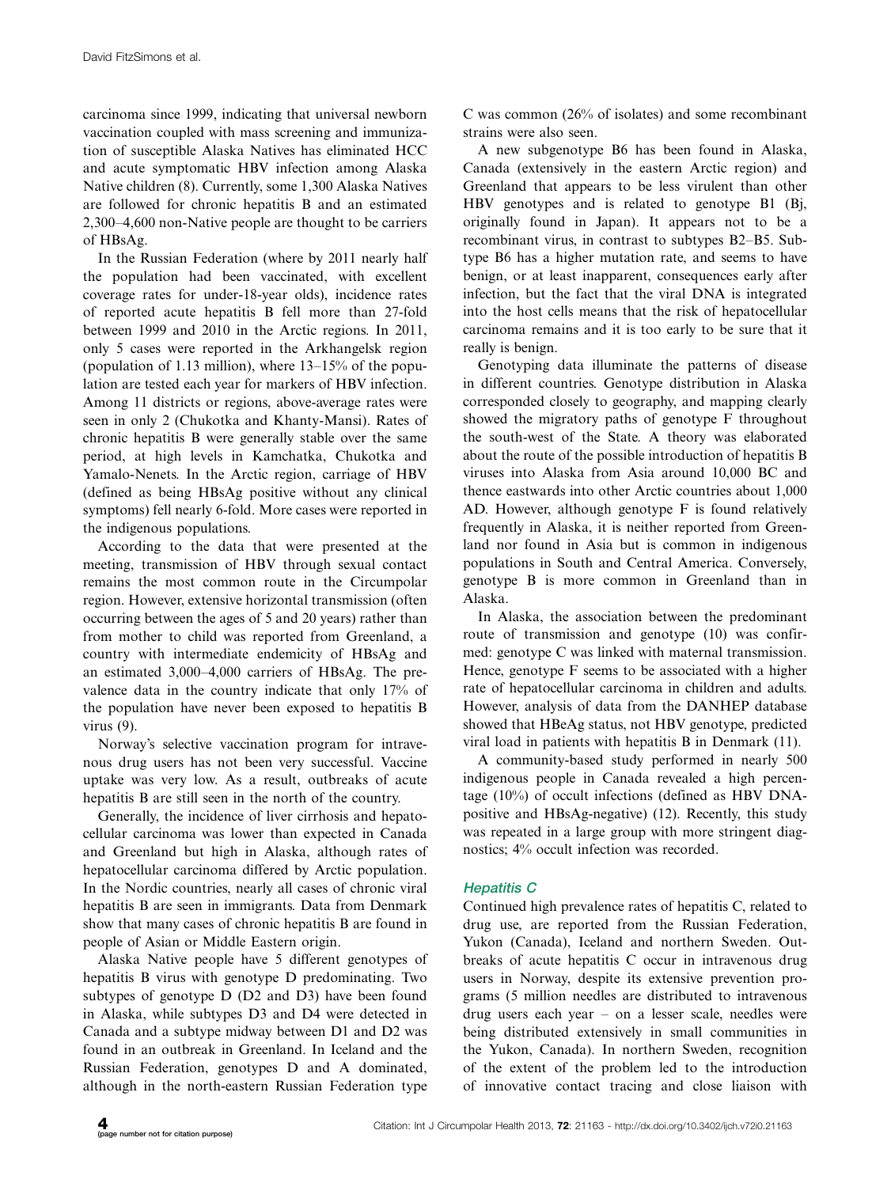carcinoma since 1999, indicating that universal newborn vaccination coupled with mass screening and immunization of susceptible Alaska Natives has eliminated HCC and acute symptomatic HBV infection among Alaska Native children (8). Currently, some 1,300 Alaska Natives are followed for chronic hepatitis B and an estimated 2,300–4,600 non-Native people are thought to be carriers of HBsAg.

In the Russian Federation (where by 2011 nearly half the population had been vaccinated, with excellent coverage rates for under-18-year olds), incidence rates of reported acute hepatitis B fell more than 27-fold between 1999 and 2010 in the Arctic regions. In 2011, only 5 cases were reported in the Arkhangelsk region (population of 1.13 million), where 13–15% of the population are tested each year for markers of HBV infection. Among 11 districts or regions, above-average rates were seen in only 2 (Chukotka and Khanty-Mansi). Rates of chronic hepatitis B were generally stable over the same period, at high levels in Kamchatka, Chukotka and Yamalo-Nenets. In the Arctic region, carriage of HBV (defined as being HBsAg positive without any clinical symptoms) fell nearly 6-fold. More cases were reported in the indigenous populations.

According to the data that were presented at the meeting, transmission of HBV through sexual contact remains the most common route in the Circumpolar region. However, extensive horizontal transmission (often occurring between the ages of 5 and 20 years) rather than from mother to child was reported from Greenland, a country with intermediate endemicity of HBsAg and an estimated 3,000–4,000 carriers of HBsAg. The prevalence data in the country indicate that only 17% of the population have never been exposed to hepatitis B virus (9).

Norway's selective vaccination program for intravenous drug users has not been very successful. Vaccine uptake was very low. As a result, outbreaks of acute hepatitis B are still seen in the north of the country.

Generally, the incidence of liver cirrhosis and hepatocellular carcinoma was lower than expected in Canada and Greenland but high in Alaska, although rates of hepatocellular carcinoma differed by Arctic population. In the Nordic countries, nearly all cases of chronic viral hepatitis B are seen in immigrants. Data from Denmark show that many cases of chronic hepatitis B are found in people of Asian or Middle Eastern origin.

Alaska Native people have 5 different genotypes of hepatitis B virus with genotype D predominating. Two subtypes of genotype D (D2 and D3) have been found in Alaska, while subtypes D3 and D4 were detected in Canada and a subtype midway between D1 and D2 was found in an outbreak in Greenland. In Iceland and the Russian Federation, genotypes D and A dominated, although in the north-eastern Russian Federation type C was common (26% of isolates) and some recombinant strains were also seen.

A new subgenotype B6 has been found in Alaska, Canada (extensively in the eastern Arctic region) and Greenland that appears to be less virulent than other HBV genotypes and is related to genotype B1 (Bj, originally found in Japan). It appears not to be a recombinant virus, in contrast to subtypes B2–B5. Subtype B6 has a higher mutation rate, and seems to have benign, or at least inapparent, consequences early after infection, but the fact that the viral DNA is integrated into the host cells means that the risk of hepatocellular carcinoma remains and it is too early to be sure that it really is benign.

Genotyping data illuminate the patterns of disease in different countries. Genotype distribution in Alaska corresponded closely to geography, and mapping clearly showed the migratory paths of genotype F throughout the south-west of the State. A theory was elaborated about the route of the possible introduction of hepatitis B viruses into Alaska from Asia around 10,000 BC and thence eastwards into other Arctic countries about 1,000 AD. However, although genotype F is found relatively frequently in Alaska, it is neither reported from Greenland nor found in Asia but is common in indigenous populations in South and Central America. Conversely, genotype B is more common in Greenland than in Alaska.

In Alaska, the association between the predominant route of transmission and genotype (10) was confirmed: genotype C was linked with maternal transmission. Hence, genotype F seems to be associated with a higher rate of hepatocellular carcinoma in children and adults. However, analysis of data from the DANHEP database showed that HBeAg status, not HBV genotype, predicted viral load in patients with hepatitis B in Denmark (11).

A community-based study performed in nearly 500 indigenous people in Canada revealed a high percentage (10%) of occult infections (defined as HBV DNA-positive and HBsAg-negative) (12). Recently, this study was repeated in a large group with more stringent diagnostics; 4% occult infection was recorded.

### *Hepatitis C*

Continued high prevalence rates of hepatitis C, related to drug use, are reported from the Russian Federation, Yukon (Canada), Iceland and northern Sweden. Outbreaks of acute hepatitis C occur in intravenous drug users in Norway, despite its extensive prevention programs (5 million needles are distributed to intravenous drug users each year – on a lesser scale, needles were being distributed extensively in small communities in the Yukon, Canada). In northern Sweden, recognition of the extent of the problem led to the introduction of innovative contact tracing and close liaison with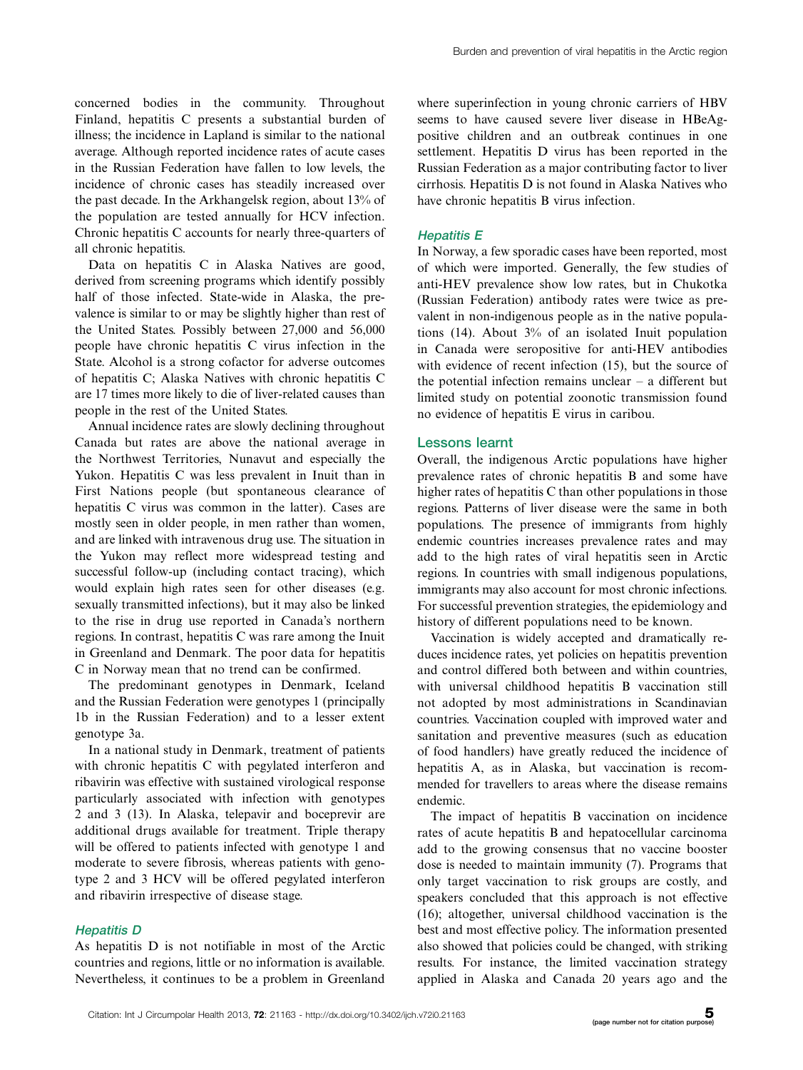concerned bodies in the community. Throughout Finland, hepatitis C presents a substantial burden of illness; the incidence in Lapland is similar to the national average. Although reported incidence rates of acute cases in the Russian Federation have fallen to low levels, the incidence of chronic cases has steadily increased over the past decade. In the Arkhangelsk region, about 13% of the population are tested annually for HCV infection. Chronic hepatitis C accounts for nearly three-quarters of all chronic hepatitis.

Data on hepatitis C in Alaska Natives are good, derived from screening programs which identify possibly half of those infected. State-wide in Alaska, the prevalence is similar to or may be slightly higher than rest of the United States. Possibly between 27,000 and 56,000 people have chronic hepatitis C virus infection in the State. Alcohol is a strong cofactor for adverse outcomes of hepatitis C; Alaska Natives with chronic hepatitis C are 17 times more likely to die of liver-related causes than people in the rest of the United States.

Annual incidence rates are slowly declining throughout Canada but rates are above the national average in the Northwest Territories, Nunavut and especially the Yukon. Hepatitis C was less prevalent in Inuit than in First Nations people (but spontaneous clearance of hepatitis C virus was common in the latter). Cases are mostly seen in older people, in men rather than women, and are linked with intravenous drug use. The situation in the Yukon may reflect more widespread testing and successful follow-up (including contact tracing), which would explain high rates seen for other diseases (e.g. sexually transmitted infections), but it may also be linked to the rise in drug use reported in Canada's northern regions. In contrast, hepatitis C was rare among the Inuit in Greenland and Denmark. The poor data for hepatitis C in Norway mean that no trend can be confirmed.

The predominant genotypes in Denmark, Iceland and the Russian Federation were genotypes 1 (principally 1b in the Russian Federation) and to a lesser extent genotype 3a.

In a national study in Denmark, treatment of patients with chronic hepatitis C with pegylated interferon and ribavirin was effective with sustained virological response particularly associated with infection with genotypes 2 and 3 (13). In Alaska, telepavir and boceprevir are additional drugs available for treatment. Triple therapy will be offered to patients infected with genotype 1 and moderate to severe fibrosis, whereas patients with genotype 2 and 3 HCV will be offered pegylated interferon and ribavirin irrespective of disease stage.

### *Hepatitis D*

As hepatitis D is not notifiable in most of the Arctic countries and regions, little or no information is available. Nevertheless, it continues to be a problem in Greenland where superinfection in young chronic carriers of HBV seems to have caused severe liver disease in HBeAg-positive children and an outbreak continues in one settlement. Hepatitis D virus has been reported in the Russian Federation as a major contributing factor to liver cirrhosis. Hepatitis D is not found in Alaska Natives who have chronic hepatitis B virus infection.

### *Hepatitis E*

In Norway, a few sporadic cases have been reported, most of which were imported. Generally, the few studies of anti-HEV prevalence show low rates, but in Chukotka (Russian Federation) antibody rates were twice as prevalent in non-indigenous people as in the native populations (14). About 3% of an isolated Inuit population in Canada were seropositive for anti-HEV antibodies with evidence of recent infection (15), but the source of the potential infection remains unclear – a different but limited study on potential zoonotic transmission found no evidence of hepatitis E virus in caribou.

## Lessons learnt

Overall, the indigenous Arctic populations have higher prevalence rates of chronic hepatitis B and some have higher rates of hepatitis C than other populations in those regions. Patterns of liver disease were the same in both populations. The presence of immigrants from highly endemic countries increases prevalence rates and may add to the high rates of viral hepatitis seen in Arctic regions. In countries with small indigenous populations, immigrants may also account for most chronic infections. For successful prevention strategies, the epidemiology and history of different populations need to be known.

Vaccination is widely accepted and dramatically reduces incidence rates, yet policies on hepatitis prevention and control differed both between and within countries, with universal childhood hepatitis B vaccination still not adopted by most administrations in Scandinavian countries. Vaccination coupled with improved water and sanitation and preventive measures (such as education of food handlers) have greatly reduced the incidence of hepatitis A, as in Alaska, but vaccination is recommended for travellers to areas where the disease remains endemic.

The impact of hepatitis B vaccination on incidence rates of acute hepatitis B and hepatocellular carcinoma add to the growing consensus that no vaccine booster dose is needed to maintain immunity (7). Programs that only target vaccination to risk groups are costly, and speakers concluded that this approach is not effective (16); altogether, universal childhood vaccination is the best and most effective policy. The information presented also showed that policies could be changed, with striking results. For instance, the limited vaccination strategy applied in Alaska and Canada 20 years ago and the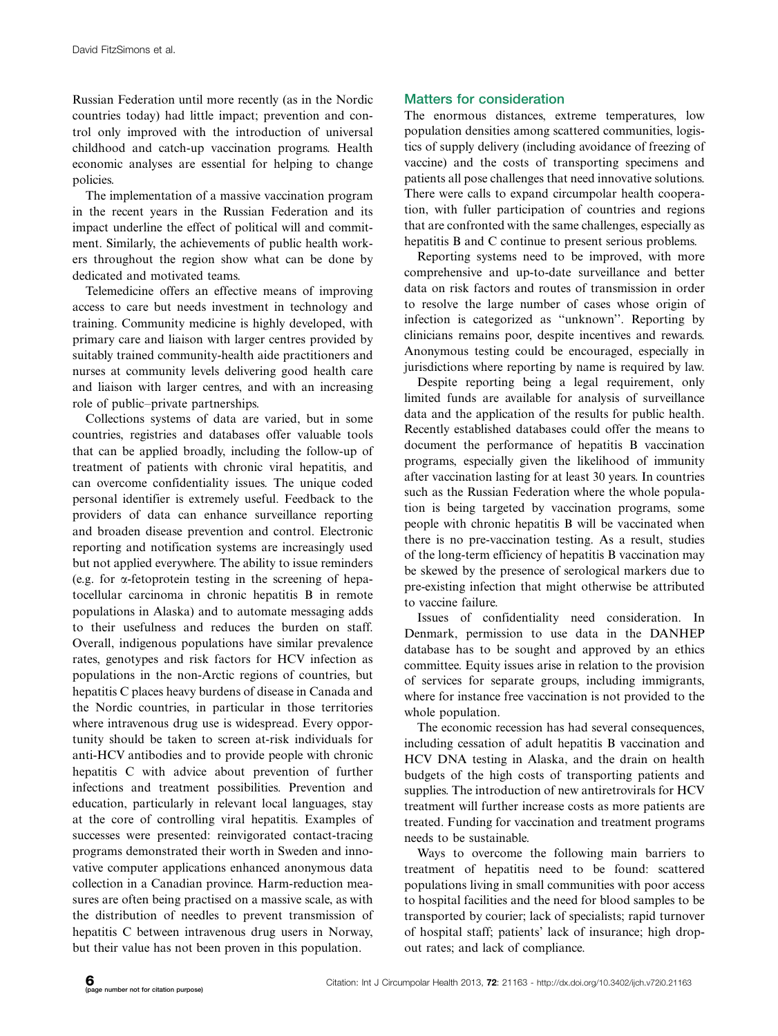Russian Federation until more recently (as in the Nordic countries today) had little impact; prevention and control only improved with the introduction of universal childhood and catch-up vaccination programs. Health economic analyses are essential for helping to change policies.

The implementation of a massive vaccination program in the recent years in the Russian Federation and its impact underline the effect of political will and commitment. Similarly, the achievements of public health workers throughout the region show what can be done by dedicated and motivated teams.

Telemedicine offers an effective means of improving access to care but needs investment in technology and training. Community medicine is highly developed, with primary care and liaison with larger centres provided by suitably trained community-health aide practitioners and nurses at community levels delivering good health care and liaison with larger centres, and with an increasing role of public–private partnerships.

Collections systems of data are varied, but in some countries, registries and databases offer valuable tools that can be applied broadly, including the follow-up of treatment of patients with chronic viral hepatitis, and can overcome confidentiality issues. The unique coded personal identifier is extremely useful. Feedback to the providers of data can enhance surveillance reporting and broaden disease prevention and control. Electronic reporting and notification systems are increasingly used but not applied everywhere. The ability to issue reminders (e.g. for α-fetoprotein testing in the screening of hepatocellular carcinoma in chronic hepatitis B in remote populations in Alaska) and to automate messaging adds to their usefulness and reduces the burden on staff. Overall, indigenous populations have similar prevalence rates, genotypes and risk factors for HCV infection as populations in the non-Arctic regions of countries, but hepatitis C places heavy burdens of disease in Canada and the Nordic countries, in particular in those territories where intravenous drug use is widespread. Every opportunity should be taken to screen at-risk individuals for anti-HCV antibodies and to provide people with chronic hepatitis C with advice about prevention of further infections and treatment possibilities. Prevention and education, particularly in relevant local languages, stay at the core of controlling viral hepatitis. Examples of successes were presented: reinvigorated contact-tracing programs demonstrated their worth in Sweden and innovative computer applications enhanced anonymous data collection in a Canadian province. Harm-reduction measures are often being practised on a massive scale, as with the distribution of needles to prevent transmission of hepatitis C between intravenous drug users in Norway, but their value has not been proven in this population.

## Matters for consideration

The enormous distances, extreme temperatures, low population densities among scattered communities, logistics of supply delivery (including avoidance of freezing of vaccine) and the costs of transporting specimens and patients all pose challenges that need innovative solutions. There were calls to expand circumpolar health cooperation, with fuller participation of countries and regions that are confronted with the same challenges, especially as hepatitis B and C continue to present serious problems.

Reporting systems need to be improved, with more comprehensive and up-to-date surveillance and better data on risk factors and routes of transmission in order to resolve the large number of cases whose origin of infection is categorized as "unknown". Reporting by clinicians remains poor, despite incentives and rewards. Anonymous testing could be encouraged, especially in jurisdictions where reporting by name is required by law.

Despite reporting being a legal requirement, only limited funds are available for analysis of surveillance data and the application of the results for public health. Recently established databases could offer the means to document the performance of hepatitis B vaccination programs, especially given the likelihood of immunity after vaccination lasting for at least 30 years. In countries such as the Russian Federation where the whole population is being targeted by vaccination programs, some people with chronic hepatitis B will be vaccinated when there is no pre-vaccination testing. As a result, studies of the long-term efficiency of hepatitis B vaccination may be skewed by the presence of serological markers due to pre-existing infection that might otherwise be attributed to vaccine failure.

Issues of confidentiality need consideration. In Denmark, permission to use data in the DANHEP database has to be sought and approved by an ethics committee. Equity issues arise in relation to the provision of services for separate groups, including immigrants, where for instance free vaccination is not provided to the whole population.

The economic recession has had several consequences, including cessation of adult hepatitis B vaccination and HCV DNA testing in Alaska, and the drain on health budgets of the high costs of transporting patients and supplies. The introduction of new antiretrovirals for HCV treatment will further increase costs as more patients are treated. Funding for vaccination and treatment programs needs to be sustainable.

Ways to overcome the following main barriers to treatment of hepatitis need to be found: scattered populations living in small communities with poor access to hospital facilities and the need for blood samples to be transported by courier; lack of specialists; rapid turnover of hospital staff; patients' lack of insurance; high drop-out rates; and lack of compliance.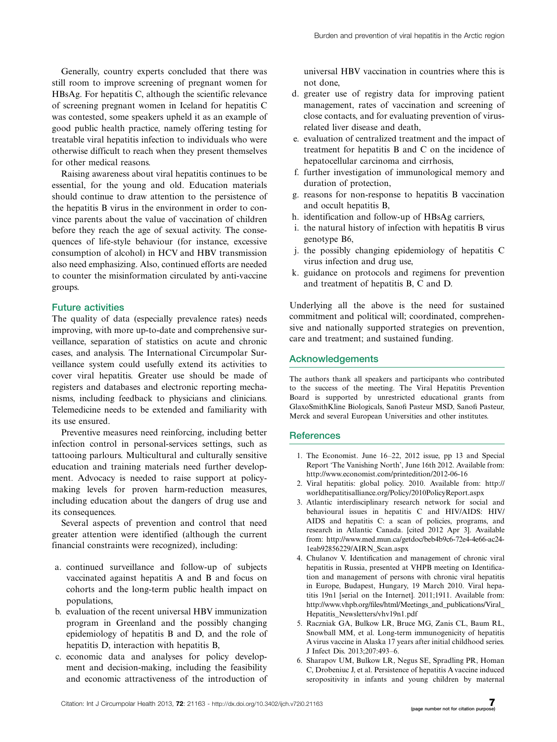Generally, country experts concluded that there was still room to improve screening of pregnant women for HBsAg. For hepatitis C, although the scientific relevance of screening pregnant women in Iceland for hepatitis C was contested, some speakers upheld it as an example of good public health practice, namely offering testing for treatable viral hepatitis infection to individuals who were otherwise difficult to reach when they present themselves for other medical reasons.

Raising awareness about viral hepatitis continues to be essential, for the young and old. Education materials should continue to draw attention to the persistence of the hepatitis B virus in the environment in order to convince parents about the value of vaccination of children before they reach the age of sexual activity. The consequences of life-style behaviour (for instance, excessive consumption of alcohol) in HCV and HBV transmission also need emphasizing. Also, continued efforts are needed to counter the misinformation circulated by anti-vaccine groups.

## Future activities

The quality of data (especially prevalence rates) needs improving, with more up-to-date and comprehensive surveillance, separation of statistics on acute and chronic cases, and analysis. The International Circumpolar Surveillance system could usefully extend its activities to cover viral hepatitis. Greater use should be made of registers and databases and electronic reporting mechanisms, including feedback to physicians and clinicians. Telemedicine needs to be extended and familiarity with its use ensured.

Preventive measures need reinforcing, including better infection control in personal-services settings, such as tattooing parlours. Multicultural and culturally sensitive education and training materials need further development. Advocacy is needed to raise support at policy-making levels for proven harm-reduction measures, including education about the dangers of drug use and its consequences.

Several aspects of prevention and control that need greater attention were identified (although the current financial constraints were recognized), including:

a. continued surveillance and follow-up of subjects vaccinated against hepatitis A and B and focus on cohorts and the long-term public health impact on populations,
b. evaluation of the recent universal HBV immunization program in Greenland and the possibly changing epidemiology of hepatitis B and D, and the role of hepatitis D, interaction with hepatitis B,
c. economic data and analyses for policy development and decision-making, including the feasibility and economic attractiveness of the introduction of universal HBV vaccination in countries where this is not done,
d. greater use of registry data for improving patient management, rates of vaccination and screening of close contacts, and for evaluating prevention of virus-related liver disease and death,
e. evaluation of centralized treatment and the impact of treatment for hepatitis B and C on the incidence of hepatocellular carcinoma and cirrhosis,
f. further investigation of immunological memory and duration of protection,
g. reasons for non-response to hepatitis B vaccination and occult hepatitis B,
h. identification and follow-up of HBsAg carriers,
i. the natural history of infection with hepatitis B virus genotype B6,
j. the possibly changing epidemiology of hepatitis C virus infection and drug use,
k. guidance on protocols and regimens for prevention and treatment of hepatitis B, C and D.

Underlying all the above is the need for sustained commitment and political will; coordinated, comprehensive and nationally supported strategies on prevention, care and treatment; and sustained funding.

## Acknowledgements

The authors thank all speakers and participants who contributed to the success of the meeting. The Viral Hepatitis Prevention Board is supported by unrestricted educational grants from GlaxoSmithKline Biologicals, Sanofi Pasteur MSD, Sanofi Pasteur, Merck and several European Universities and other institutes.

## References

1. The Economist. June 16–22, 2012 issue, pp 13 and Special Report 'The Vanishing North', June 16th 2012. Available from: http://www.economist.com/printedition/2012-06-16
2. Viral hepatitis: global policy. 2010. Available from: http://worldhepatitisalliance.org/Policy/2010PolicyReport.aspx
3. Atlantic interdisciplinary research network for social and behavioural issues in hepatitis C and HIV/AIDS: HIV/AIDS and hepatitis C: a scan of policies, programs, and research in Atlantic Canada. [cited 2012 Apr 3]. Available from: http://www.med.mun.ca/getdoc/beb4b9c6-72e4-4e66-ac24-1eab92856229/AIRN_Scan.aspx
4. Chulanov V. Identification and management of chronic viral hepatitis in Russia, presented at VHPB meeting on Identification and management of persons with chronic viral hepatitis in Europe, Budapest, Hungary, 19 March 2010. Viral hepatitis 19n1 [serial on the Internet]. 2011;1911. Available from: http://www.vhpb.org/files/html/Meetings_and_publications/Viral_Hepatitis_Newsletters/vhv19n1.pdf
5. Raczniak GA, Bulkow LR, Bruce MG, Zanis CL, Baum RL, Snowball MM, et al. Long-term immunogenicity of hepatitis A virus vaccine in Alaska 17 years after initial childhood series. J Infect Dis. 2013;207:493–6.
6. Sharapov UM, Bulkow LR, Negus SE, Spradling PR, Homan C, Drobeniuc J, et al. Persistence of hepatitis A vaccine induced seropositivity in infants and young children by maternal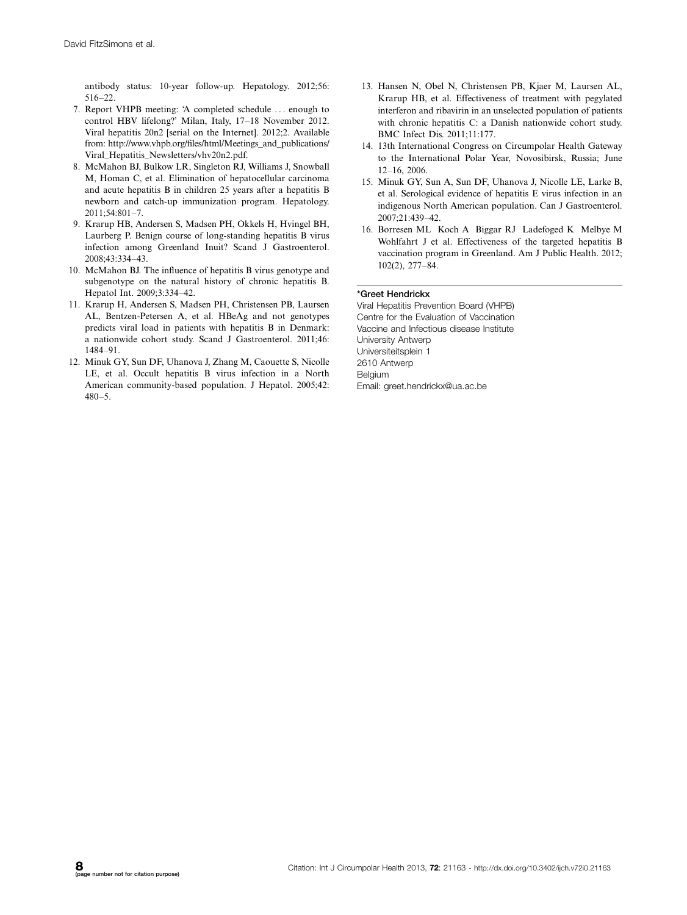antibody status: 10-year follow-up. Hepatology. 2012;56: 516–22.

7. Report VHPB meeting: 'A completed schedule ... enough to control HBV lifelong?' Milan, Italy, 17–18 November 2012. Viral hepatitis 20n2 [serial on the Internet]. 2012;2. Available from: http://www.vhpb.org/files/html/Meetings_and_publications/Viral_Hepatitis_Newsletters/vhv20n2.pdf.
8. McMahon BJ, Bulkow LR, Singleton RJ, Williams J, Snowball M, Homan C, et al. Elimination of hepatocellular carcinoma and acute hepatitis B in children 25 years after a hepatitis B newborn and catch-up immunization program. Hepatology. 2011;54:801–7.
9. Krarup HB, Andersen S, Madsen PH, Okkels H, Hvingel BH, Laurberg P. Benign course of long-standing hepatitis B virus infection among Greenland Inuit? Scand J Gastroenterol. 2008;43:334–43.
10. McMahon BJ. The influence of hepatitis B virus genotype and subgenotype on the natural history of chronic hepatitis B. Hepatol Int. 2009;3:334–42.
11. Krarup H, Andersen S, Madsen PH, Christensen PB, Laursen AL, Bentzen-Petersen A, et al. HBeAg and not genotypes predicts viral load in patients with hepatitis B in Denmark: a nationwide cohort study. Scand J Gastroenterol. 2011;46: 1484–91.
12. Minuk GY, Sun DF, Uhanova J, Zhang M, Caouette S, Nicolle LE, et al. Occult hepatitis B virus infection in a North American community-based population. J Hepatol. 2005;42: 480–5.
13. Hansen N, Obel N, Christensen PB, Kjaer M, Laursen AL, Krarup HB, et al. Effectiveness of treatment with pegylated interferon and ribavirin in an unselected population of patients with chronic hepatitis C: a Danish nationwide cohort study. BMC Infect Dis. 2011;11:177.
14. 13th International Congress on Circumpolar Health Gateway to the International Polar Year, Novosibirsk, Russia; June 12–16, 2006.
15. Minuk GY, Sun A, Sun DF, Uhanova J, Nicolle LE, Larke B, et al. Serological evidence of hepatitis E virus infection in an indigenous North American population. Can J Gastroenterol. 2007;21:439–42.
16. Borresen ML Koch A Biggar RJ Ladefoged K Melbye M Wohlfahrt J et al. Effectiveness of the targeted hepatitis B vaccination program in Greenland. Am J Public Health. 2012; 102(2), 277–84.

**\*Greet Hendrickx**
Viral Hepatitis Prevention Board (VHPB)
Centre for the Evaluation of Vaccination
Vaccine and Infectious disease Institute
University Antwerp
Universiteitsplein 1
2610 Antwerp
Belgium
Email: greet.hendrickx@ua.ac.be